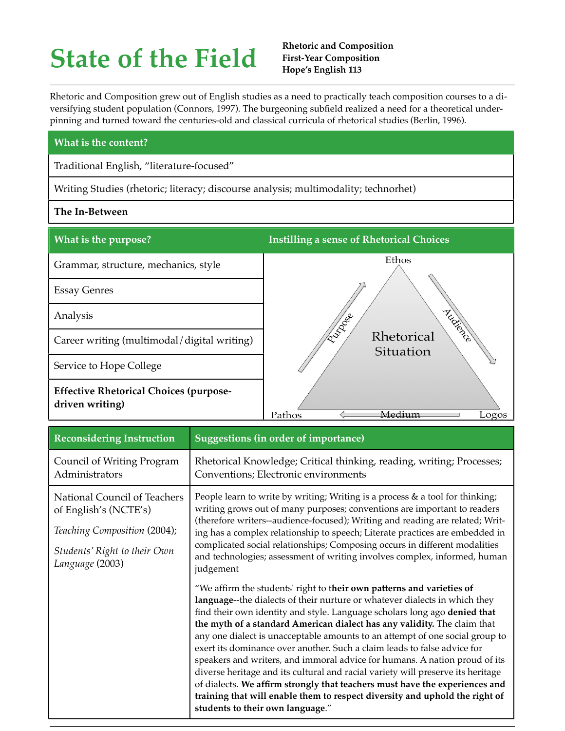# State of the Field

**Rhetoric and Composition**
**First-Year Composition**
**Hope's English 113**

Rhetoric and Composition grew out of English studies as a need to practically teach composition courses to a diversifying student population (Connors, 1997). The burgeoning subfield realized a need for a theoretical underpinning and turned toward the centuries-old and classical curricula of rhetorical studies (Berlin, 1996).

| What is the content? |
|---|
| Traditional English, "literature-focused" |
| Writing Studies (rhetoric; literacy; discourse analysis; multimodality; technorhet) |
| **The In-Between** |

| What is the purpose? |
|---|
| Grammar, structure, mechanics, style |
| Essay Genres |
| Analysis |
| Career writing (multimodal/digital writing) |
| Service to Hope College |
| **Effective Rhetorical Choices (purpose-driven writing)** |

**Instilling a sense of Rhetorical Choices**

Ethos

Purpose

Audience

Rhetorical Situation

Pathos

Medium

Logos

| Reconsidering Instruction | Suggestions (in order of importance) |
|---|---|
| Council of Writing Program Administrators | Rhetorical Knowledge; Critical thinking, reading, writing; Processes; Conventions; Electronic environments |
| National Council of Teachers of English's (NCTE's) *Teaching Composition* (2004); *Students' Right to their Own Language* (2003) | People learn to write by writing; Writing is a process & a tool for thinking; writing grows out of many purposes; conventions are important to readers (therefore writers--audience-focused); Writing and reading are related; Writing has a complex relationship to speech; Literate practices are embedded in complicated social relationships; Composing occurs in different modalities and technologies; assessment of writing involves complex, informed, human judgement<br><br>"We affirm the students' right to **their own patterns and varieties of language**--the dialects of their nurture or whatever dialects in which they find their own identity and style. Language scholars long ago **denied that the myth of a standard American dialect has any validity.** The claim that any one dialect is unacceptable amounts to an attempt of one social group to exert its dominance over another. Such a claim leads to false advice for speakers and writers, and immoral advice for humans. A nation proud of its diverse heritage and its cultural and racial variety will preserve its heritage of dialects. **We affirm strongly that teachers must have the experiences and training that will enable them to respect diversity and uphold the right of students to their own language**." |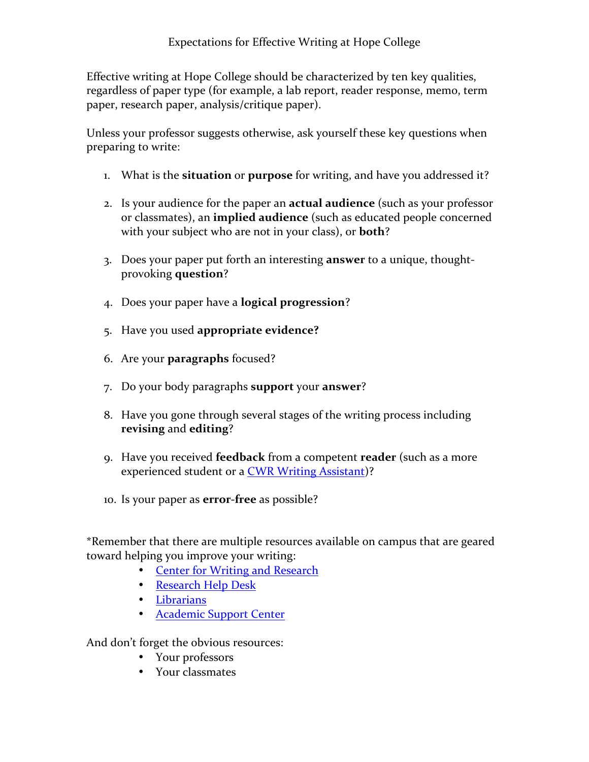# Expectations for Effective Writing at Hope College

Effective writing at Hope College should be characterized by ten key qualities, regardless of paper type (for example, a lab report, reader response, memo, term paper, research paper, analysis/critique paper).

Unless your professor suggests otherwise, ask yourself these key questions when preparing to write:

1. What is the **situation** or **purpose** for writing, and have you addressed it?

2. Is your audience for the paper an **actual audience** (such as your professor or classmates), an **implied audience** (such as educated people concerned with your subject who are not in your class), or **both**?

3. Does your paper put forth an interesting **answer** to a unique, thought-provoking **question**?

4. Does your paper have a **logical progression**?

5. Have you used **appropriate evidence?**

6. Are your **paragraphs** focused?

7. Do your body paragraphs **support** your **answer**?

8. Have you gone through several stages of the writing process including **revising** and **editing**?

9. Have you received **feedback** from a competent **reader** (such as a more experienced student or a CWR Writing Assistant)?

10. Is your paper as **error**-**free** as possible?

*Remember that there are multiple resources available on campus that are geared toward helping you improve your writing:

- Center for Writing and Research
- Research Help Desk
- Librarians
- Academic Support Center

And don't forget the obvious resources:

- Your professors
- Your classmates